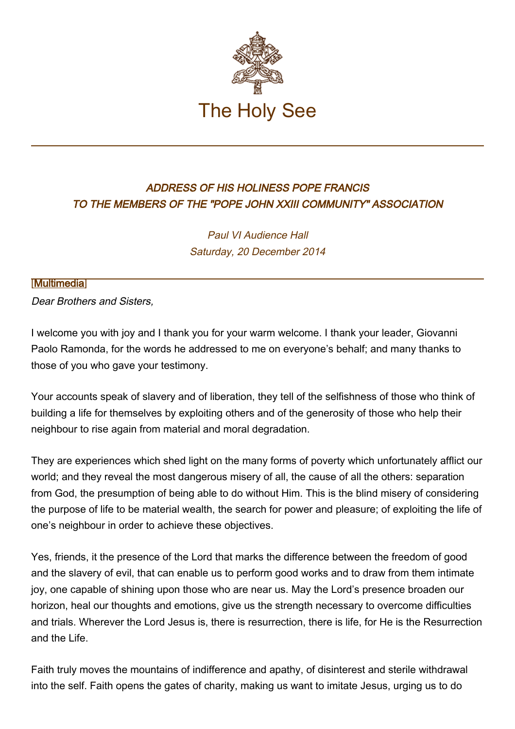# The Holy See

## *ADDRESS OF HIS HOLINESS POPE FRANCIS TO THE MEMBERS OF THE "POPE JOHN XXIII COMMUNITY" ASSOCIATION*

*Paul VI Audience Hall*
*Saturday, 20 December 2014*

[Multimedia]

*Dear Brothers and Sisters,*

I welcome you with joy and I thank you for your warm welcome. I thank your leader, Giovanni Paolo Ramonda, for the words he addressed to me on everyone's behalf; and many thanks to those of you who gave your testimony.

Your accounts speak of slavery and of liberation, they tell of the selfishness of those who think of building a life for themselves by exploiting others and of the generosity of those who help their neighbour to rise again from material and moral degradation.

They are experiences which shed light on the many forms of poverty which unfortunately afflict our world; and they reveal the most dangerous misery of all, the cause of all the others: separation from God, the presumption of being able to do without Him. This is the blind misery of considering the purpose of life to be material wealth, the search for power and pleasure; of exploiting the life of one's neighbour in order to achieve these objectives.

Yes, friends, it the presence of the Lord that marks the difference between the freedom of good and the slavery of evil, that can enable us to perform good works and to draw from them intimate joy, one capable of shining upon those who are near us. May the Lord's presence broaden our horizon, heal our thoughts and emotions, give us the strength necessary to overcome difficulties and trials. Wherever the Lord Jesus is, there is resurrection, there is life, for He is the Resurrection and the Life.

Faith truly moves the mountains of indifference and apathy, of disinterest and sterile withdrawal into the self. Faith opens the gates of charity, making us want to imitate Jesus, urging us to do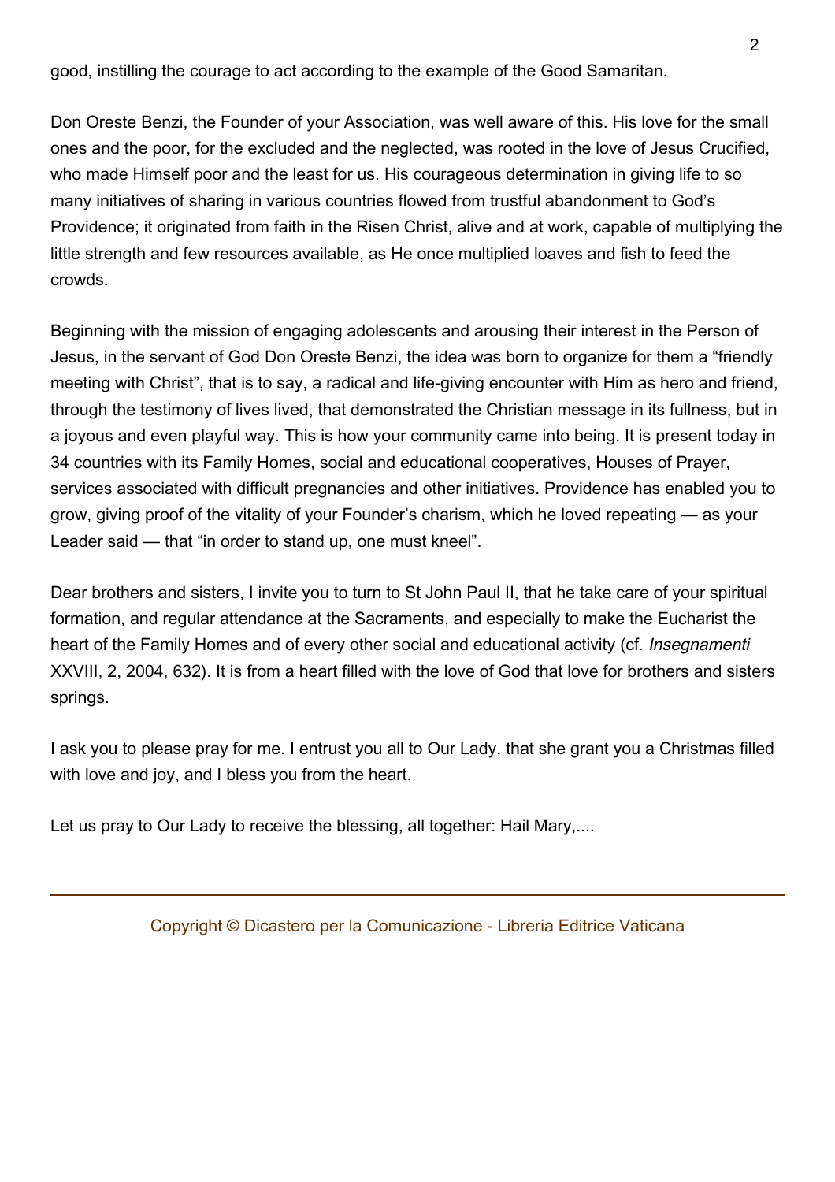good, instilling the courage to act according to the example of the Good Samaritan.

Don Oreste Benzi, the Founder of your Association, was well aware of this. His love for the small ones and the poor, for the excluded and the neglected, was rooted in the love of Jesus Crucified, who made Himself poor and the least for us. His courageous determination in giving life to so many initiatives of sharing in various countries flowed from trustful abandonment to God's Providence; it originated from faith in the Risen Christ, alive and at work, capable of multiplying the little strength and few resources available, as He once multiplied loaves and fish to feed the crowds.

Beginning with the mission of engaging adolescents and arousing their interest in the Person of Jesus, in the servant of God Don Oreste Benzi, the idea was born to organize for them a "friendly meeting with Christ", that is to say, a radical and life-giving encounter with Him as hero and friend, through the testimony of lives lived, that demonstrated the Christian message in its fullness, but in a joyous and even playful way. This is how your community came into being. It is present today in 34 countries with its Family Homes, social and educational cooperatives, Houses of Prayer, services associated with difficult pregnancies and other initiatives. Providence has enabled you to grow, giving proof of the vitality of your Founder's charism, which he loved repeating — as your Leader said — that "in order to stand up, one must kneel".

Dear brothers and sisters, I invite you to turn to St John Paul II, that he take care of your spiritual formation, and regular attendance at the Sacraments, and especially to make the Eucharist the heart of the Family Homes and of every other social and educational activity (cf. *Insegnamenti* XXVIII, 2, 2004, 632). It is from a heart filled with the love of God that love for brothers and sisters springs.

I ask you to please pray for me. I entrust you all to Our Lady, that she grant you a Christmas filled with love and joy, and I bless you from the heart.

Let us pray to Our Lady to receive the blessing, all together: Hail Mary,....

---

Copyright © Dicastero per la Comunicazione - Libreria Editrice Vaticana